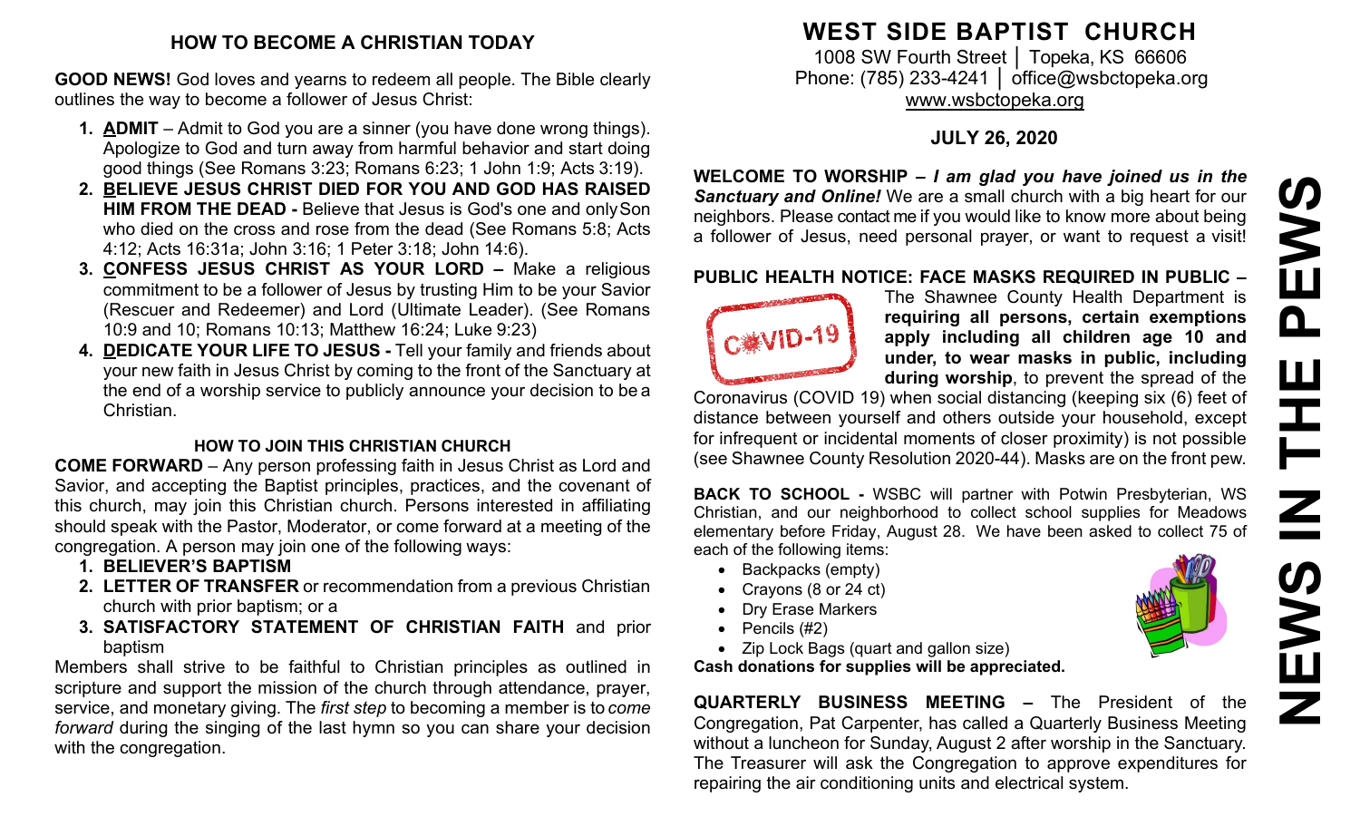## HOW TO BECOME A CHRISTIAN TODAY

**GOOD NEWS!** God loves and yearns to redeem all people. The Bible clearly outlines the way to become a follower of Jesus Christ:

1. **ADMIT** – Admit to God you are a sinner (you have done wrong things). Apologize to God and turn away from harmful behavior and start doing good things (See Romans 3:23; Romans 6:23; 1 John 1:9; Acts 3:19).
2. **BELIEVE JESUS CHRIST DIED FOR YOU AND GOD HAS RAISED HIM FROM THE DEAD -** Believe that Jesus is God's one and only Son who died on the cross and rose from the dead (See Romans 5:8; Acts 4:12; Acts 16:31a; John 3:16; 1 Peter 3:18; John 14:6).
3. **CONFESS JESUS CHRIST AS YOUR LORD –** Make a religious commitment to be a follower of Jesus by trusting Him to be your Savior (Rescuer and Redeemer) and Lord (Ultimate Leader). (See Romans 10:9 and 10; Romans 10:13; Matthew 16:24; Luke 9:23)
4. **DEDICATE YOUR LIFE TO JESUS -** Tell your family and friends about your new faith in Jesus Christ by coming to the front of the Sanctuary at the end of a worship service to publicly announce your decision to be a Christian.

### HOW TO JOIN THIS CHRISTIAN CHURCH

**COME FORWARD** – Any person professing faith in Jesus Christ as Lord and Savior, and accepting the Baptist principles, practices, and the covenant of this church, may join this Christian church. Persons interested in affiliating should speak with the Pastor, Moderator, or come forward at a meeting of the congregation. A person may join one of the following ways:

1. **BELIEVER'S BAPTISM**
2. **LETTER OF TRANSFER** or recommendation from a previous Christian church with prior baptism; or a
3. **SATISFACTORY STATEMENT OF CHRISTIAN FAITH** and prior baptism

Members shall strive to be faithful to Christian principles as outlined in scripture and support the mission of the church through attendance, prayer, service, and monetary giving. The *first step* to becoming a member is to *come forward* during the singing of the last hymn so you can share your decision with the congregation.

# WEST SIDE BAPTIST CHURCH

1008 SW Fourth Street │ Topeka, KS 66606
Phone: (785) 233-4241 │ office@wsbctopeka.org
www.wsbctopeka.org

**JULY 26, 2020**

# NEWS IN THE PEWS

**WELCOME TO WORSHIP –** ***I am glad you have joined us in the Sanctuary and Online!*** We are a small church with a big heart for our neighbors. Please contact me if you would like to know more about being a follower of Jesus, need personal prayer, or want to request a visit!

**PUBLIC HEALTH NOTICE: FACE MASKS REQUIRED IN PUBLIC –** The Shawnee County Health Department is **requiring all persons, certain exemptions apply including all children age 10 and under, to wear masks in public, including during worship**, to prevent the spread of the Coronavirus (COVID 19) when social distancing (keeping six (6) feet of distance between yourself and others outside your household, except for infrequent or incidental moments of closer proximity) is not possible (see Shawnee County Resolution 2020-44). Masks are on the front pew.

**BACK TO SCHOOL -** WSBC will partner with Potwin Presbyterian, WS Christian, and our neighborhood to collect school supplies for Meadows elementary before Friday, August 28. We have been asked to collect 75 of each of the following items:

- Backpacks (empty)
- Crayons (8 or 24 ct)
- Dry Erase Markers
- Pencils (#2)
- Zip Lock Bags (quart and gallon size)

**Cash donations for supplies will be appreciated.**

**QUARTERLY BUSINESS MEETING –** The President of the Congregation, Pat Carpenter, has called a Quarterly Business Meeting without a luncheon for Sunday, August 2 after worship in the Sanctuary. The Treasurer will ask the Congregation to approve expenditures for repairing the air conditioning units and electrical system.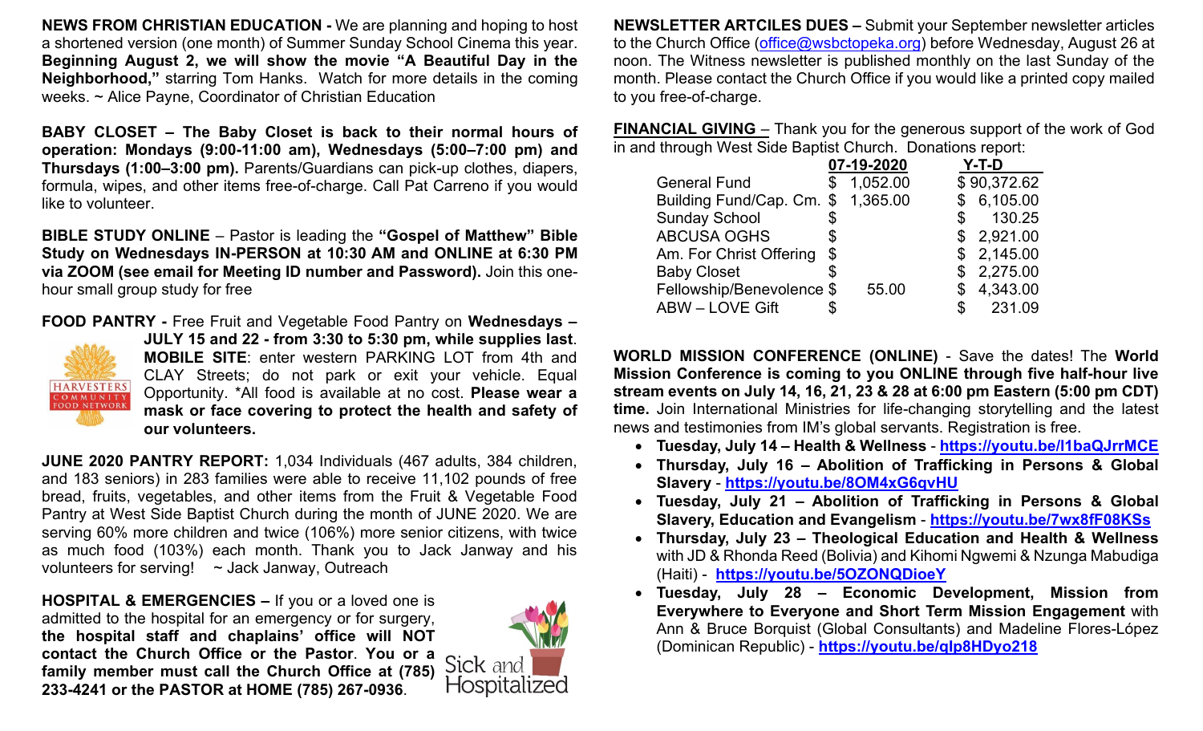**NEWS FROM CHRISTIAN EDUCATION -** We are planning and hoping to host a shortened version (one month) of Summer Sunday School Cinema this year. **Beginning August 2, we will show the movie "A Beautiful Day in the Neighborhood,"** starring Tom Hanks. Watch for more details in the coming weeks. ~ Alice Payne, Coordinator of Christian Education

**BABY CLOSET – The Baby Closet is back to their normal hours of operation: Mondays (9:00-11:00 am), Wednesdays (5:00–7:00 pm) and Thursdays (1:00–3:00 pm).** Parents/Guardians can pick-up clothes, diapers, formula, wipes, and other items free-of-charge. Call Pat Carreno if you would like to volunteer.

**BIBLE STUDY ONLINE** – Pastor is leading the **"Gospel of Matthew" Bible Study on Wednesdays IN-PERSON at 10:30 AM and ONLINE at 6:30 PM via ZOOM (see email for Meeting ID number and Password).** Join this one-hour small group study for free

**FOOD PANTRY -** Free Fruit and Vegetable Food Pantry on **Wednesdays – JULY 15 and 22 - from 3:30 to 5:30 pm, while supplies last**. **MOBILE SITE**: enter western PARKING LOT from 4th and CLAY Streets; do not park or exit your vehicle. Equal Opportunity. *All food is available at no cost. **Please wear a mask or face covering to protect the health and safety of our volunteers.**

**JUNE 2020 PANTRY REPORT:** 1,034 Individuals (467 adults, 384 children, and 183 seniors) in 283 families were able to receive 11,102 pounds of free bread, fruits, vegetables, and other items from the Fruit & Vegetable Food Pantry at West Side Baptist Church during the month of JUNE 2020. We are serving 60% more children and twice (106%) more senior citizens, with twice as much food (103%) each month. Thank you to Jack Janway and his volunteers for serving! ~ Jack Janway, Outreach

**HOSPITAL & EMERGENCIES –** If you or a loved one is admitted to the hospital for an emergency or for surgery, **the hospital staff and chaplains' office will NOT contact the Church Office or the Pastor**. **You or a family member must call the Church Office at (785) 233-4241 or the PASTOR at HOME (785) 267-0936**.

**NEWSLETTER ARTCILES DUES –** Submit your September newsletter articles to the Church Office (office@wsbctopeka.org) before Wednesday, August 26 at noon. The Witness newsletter is published monthly on the last Sunday of the month. Please contact the Church Office if you would like a printed copy mailed to you free-of-charge.

**FINANCIAL GIVING** – Thank you for the generous support of the work of God in and through West Side Baptist Church. Donations report:

| | 07-19-2020 | Y-T-D |
|---|---|---|
| General Fund | $ 1,052.00 | $ 90,372.62 |
| Building Fund/Cap. Cm. | $ 1,365.00 | $ 6,105.00 |
| Sunday School | $ | $ 130.25 |
| ABCUSA OGHS | $ | $ 2,921.00 |
| Am. For Christ Offering | $ | $ 2,145.00 |
| Baby Closet | $ | $ 2,275.00 |
| Fellowship/Benevolence | $ 55.00 | $ 4,343.00 |
| ABW – LOVE Gift | $ | $ 231.09 |

**WORLD MISSION CONFERENCE (ONLINE)** - Save the dates! The **World Mission Conference is coming to you ONLINE through five half-hour live stream events on July 14, 16, 21, 23 & 28 at 6:00 pm Eastern (5:00 pm CDT) time.** Join International Ministries for life-changing storytelling and the latest news and testimonies from IM's global servants. Registration is free.

- **Tuesday, July 14 – Health & Wellness** - **https://youtu.be/l1baQJrrMCE**
- **Thursday, July 16 – Abolition of Trafficking in Persons & Global Slavery** - **https://youtu.be/8OM4xG6qvHU**
- **Tuesday, July 21 – Abolition of Trafficking in Persons & Global Slavery, Education and Evangelism** - **https://youtu.be/7wx8fF08KSs**
- **Thursday, July 23 – Theological Education and Health & Wellness** with JD & Rhonda Reed (Bolivia) and Kihomi Ngwemi & Nzunga Mabudiga (Haiti) - **https://youtu.be/5OZONQDioeY**
- **Tuesday, July 28 – Economic Development, Mission from Everywhere to Everyone and Short Term Mission Engagement** with Ann & Bruce Borquist (Global Consultants) and Madeline Flores-López (Dominican Republic) - **https://youtu.be/qlp8HDyo218**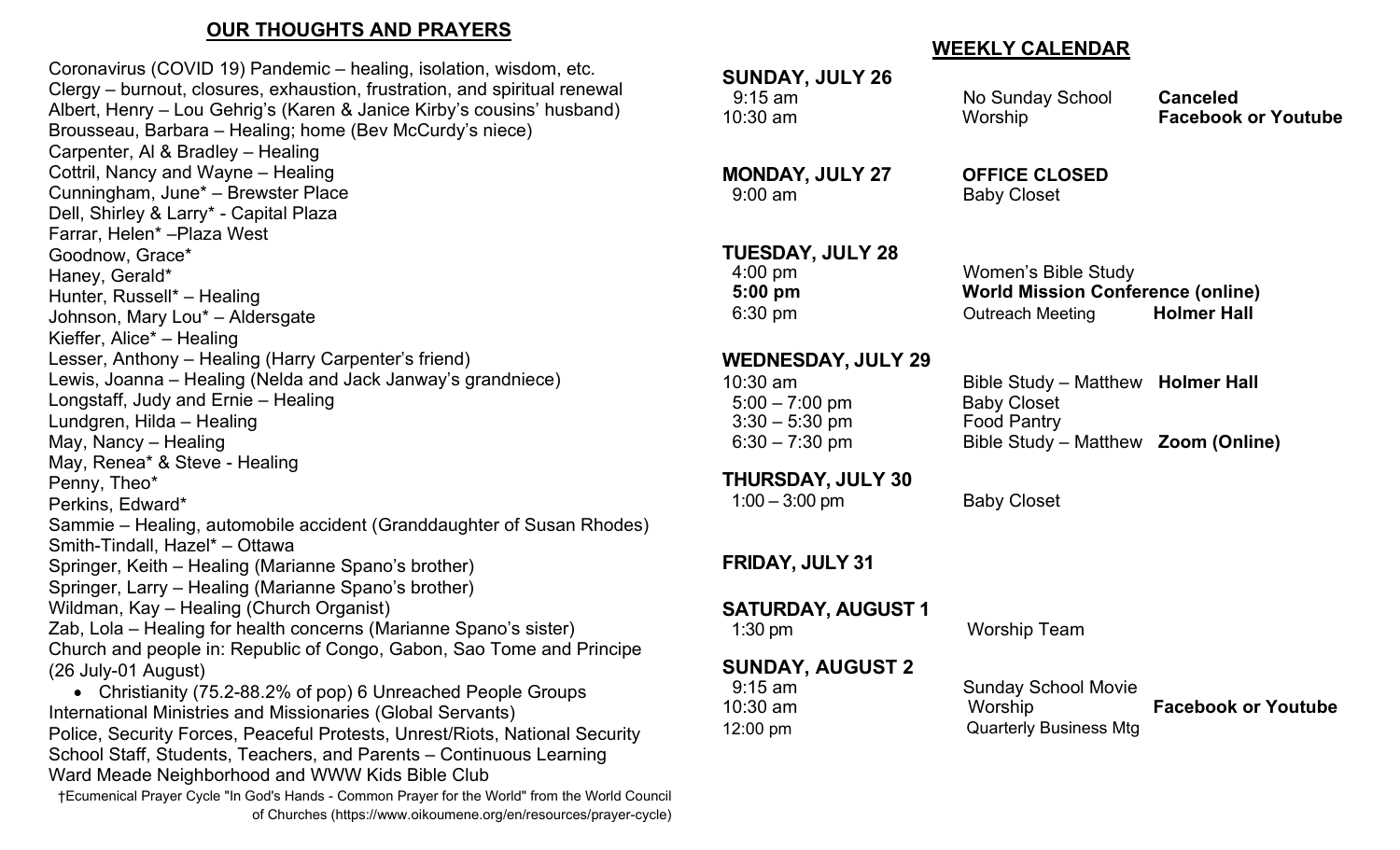## OUR THOUGHTS AND PRAYERS

Coronavirus (COVID 19) Pandemic – healing, isolation, wisdom, etc.
Clergy – burnout, closures, exhaustion, frustration, and spiritual renewal
Albert, Henry – Lou Gehrig's (Karen & Janice Kirby's cousins' husband)
Brousseau, Barbara – Healing; home (Bev McCurdy's niece)
Carpenter, Al & Bradley – Healing
Cottril, Nancy and Wayne – Healing
Cunningham, June* – Brewster Place
Dell, Shirley & Larry* - Capital Plaza
Farrar, Helen* –Plaza West
Goodnow, Grace*
Haney, Gerald*
Hunter, Russell* – Healing
Johnson, Mary Lou* – Aldersgate
Kieffer, Alice* – Healing
Lesser, Anthony – Healing (Harry Carpenter's friend)
Lewis, Joanna – Healing (Nelda and Jack Janway's grandniece)
Longstaff, Judy and Ernie – Healing
Lundgren, Hilda – Healing
May, Nancy – Healing
May, Renea* & Steve - Healing
Penny, Theo*
Perkins, Edward*
Sammie – Healing, automobile accident (Granddaughter of Susan Rhodes)
Smith-Tindall, Hazel* – Ottawa
Springer, Keith – Healing (Marianne Spano's brother)
Springer, Larry – Healing (Marianne Spano's brother)
Wildman, Kay – Healing (Church Organist)
Zab, Lola – Healing for health concerns (Marianne Spano's sister)
Church and people in: Republic of Congo, Gabon, Sao Tome and Principe (26 July-01 August)

- Christianity (75.2-88.2% of pop) 6 Unreached People Groups

International Ministries and Missionaries (Global Servants)
Police, Security Forces, Peaceful Protests, Unrest/Riots, National Security
School Staff, Students, Teachers, and Parents – Continuous Learning
Ward Meade Neighborhood and WWW Kids Bible Club

†Ecumenical Prayer Cycle "In God's Hands - Common Prayer for the World" from the World Council of Churches (https://www.oikoumene.org/en/resources/prayer-cycle)

## WEEKLY CALENDAR

**SUNDAY, JULY 26**

| | | |
|---|---|---|
| 9:15 am | No Sunday School | **Canceled** |
| 10:30 am | Worship | **Facebook or Youtube** |

**MONDAY, JULY 27** — **OFFICE CLOSED**

| | | |
|---|---|---|
| 9:00 am | Baby Closet | |

**TUESDAY, JULY 28**

| | | |
|---|---|---|
| 4:00 pm | Women's Bible Study | |
| **5:00 pm** | **World Mission Conference (online)** | |
| 6:30 pm | Outreach Meeting | **Holmer Hall** |

**WEDNESDAY, JULY 29**

| | | |
|---|---|---|
| 10:30 am | Bible Study – Matthew | **Holmer Hall** |
| 5:00 – 7:00 pm | Baby Closet | |
| 3:30 – 5:30 pm | Food Pantry | |
| 6:30 – 7:30 pm | Bible Study – Matthew | **Zoom (Online)** |

**THURSDAY, JULY 30**

| | | |
|---|---|---|
| 1:00 – 3:00 pm | Baby Closet | |

**FRIDAY, JULY 31**

**SATURDAY, AUGUST 1**

| | | |
|---|---|---|
| 1:30 pm | Worship Team | |

**SUNDAY, AUGUST 2**

| | | |
|---|---|---|
| 9:15 am | Sunday School Movie | |
| 10:30 am | Worship | **Facebook or Youtube** |
| 12:00 pm | Quarterly Business Mtg | |